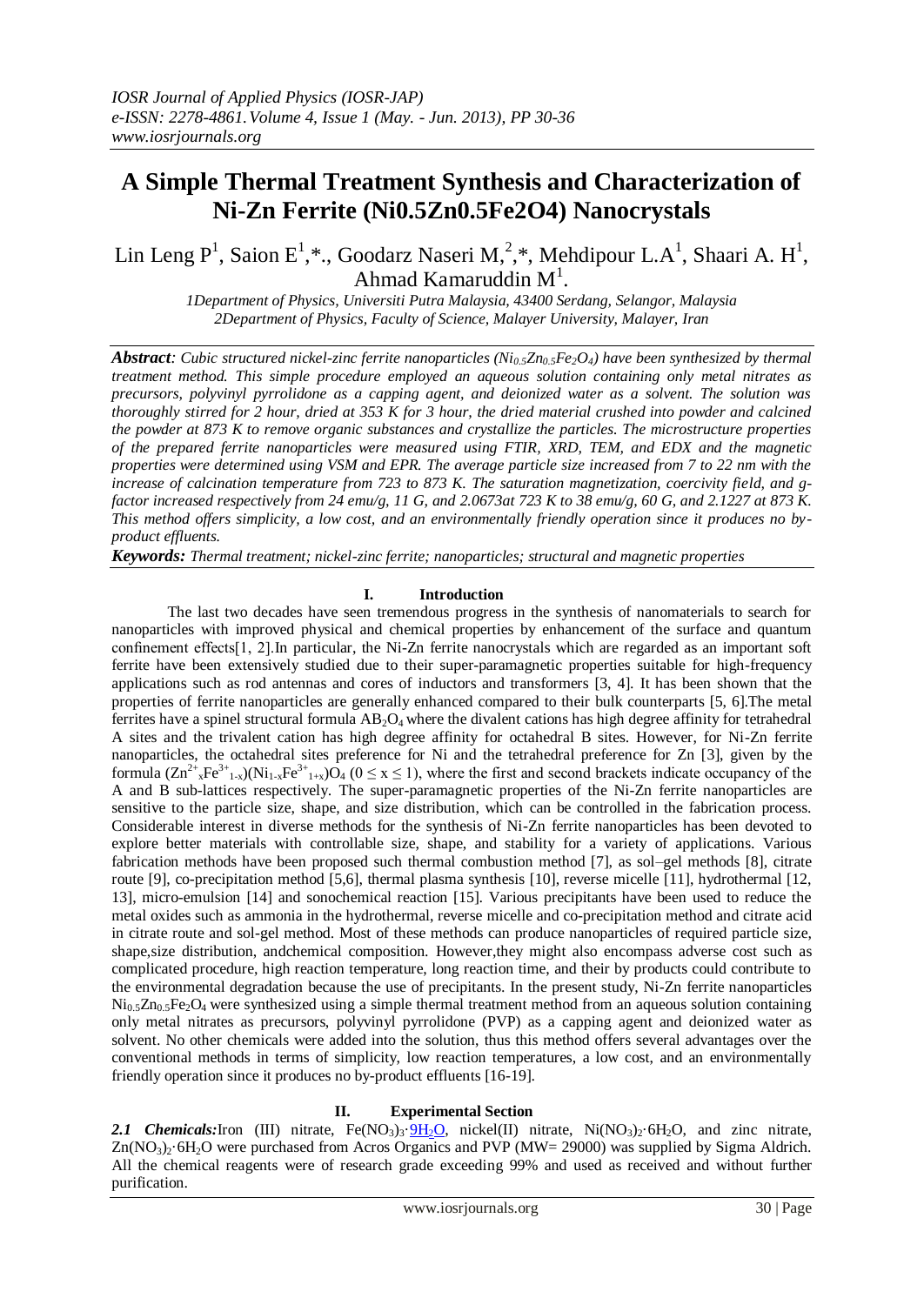# A Simple Thermal Treatment Synthesis and Characterization of Ni-Zn Ferrite (Ni0.5Zn0.5Fe2O4) Nanocrystals

Lin Leng P[1], Saion E[1],*., Goodarz Naseri M,[2],*, Mehdipour L.A[1], Shaari A. H[1], Ahmad Kamaruddin M[1].

[1]Department of Physics, Universiti Putra Malaysia, 43400 Serdang, Selangor, Malaysia
[2]Department of Physics, Faculty of Science, Malayer University, Malayer, Iran

***Abstract**: Cubic structured nickel-zinc ferrite nanoparticles ($Ni_{0.5}Zn_{0.5}Fe_2O_4$) have been synthesized by thermal treatment method. This simple procedure employed an aqueous solution containing only metal nitrates as precursors, polyvinyl pyrrolidone as a capping agent, and deionized water as a solvent. The solution was thoroughly stirred for 2 hour, dried at 353 K for 3 hour, the dried material crushed into powder and calcined the powder at 873 K to remove organic substances and crystallize the particles. The microstructure properties of the prepared ferrite nanoparticles were measured using FTIR, XRD, TEM, and EDX and the magnetic properties were determined using VSM and EPR. The average particle size increased from 7 to 22 nm with the increase of calcination temperature from 723 to 873 K. The saturation magnetization, coercivity field, and g-factor increased respectively from 24 emu/g, 11 G, and 2.0673at 723 K to 38 emu/g, 60 G, and 2.1227 at 873 K. This method offers simplicity, a low cost, and an environmentally friendly operation since it produces no by-product effluents.*

***Keywords:** Thermal treatment; nickel-zinc ferrite; nanoparticles; structural and magnetic properties*

## I. Introduction

The last two decades have seen tremendous progress in the synthesis of nanomaterials to search for nanoparticles with improved physical and chemical properties by enhancement of the surface and quantum confinement effects[1, 2].In particular, the Ni-Zn ferrite nanocrystals which are regarded as an important soft ferrite have been extensively studied due to their super-paramagnetic properties suitable for high-frequency applications such as rod antennas and cores of inductors and transformers [3, 4]. It has been shown that the properties of ferrite nanoparticles are generally enhanced compared to their bulk counterparts [5, 6].The metal ferrites have a spinel structural formula $AB_2O_4$ where the divalent cations has high degree affinity for tetrahedral A sites and the trivalent cation has high degree affinity for octahedral B sites. However, for Ni-Zn ferrite nanoparticles, the octahedral sites preference for Ni and the tetrahedral preference for Zn [3], given by the formula $(Zn^{2+}{}_xFe^{3+}{}_{1-x})(Ni_{1-x}Fe^{3+}{}_{1+x})O_4$ ($0 \leq x \leq 1$), where the first and second brackets indicate occupancy of the A and B sub-lattices respectively. The super-paramagnetic properties of the Ni-Zn ferrite nanoparticles are sensitive to the particle size, shape, and size distribution, which can be controlled in the fabrication process. Considerable interest in diverse methods for the synthesis of Ni-Zn ferrite nanoparticles has been devoted to explore better materials with controllable size, shape, and stability for a variety of applications. Various fabrication methods have been proposed such thermal combustion method [7], as sol–gel methods [8], citrate route [9], co-precipitation method [5,6], thermal plasma synthesis [10], reverse micelle [11], hydrothermal [12, 13], micro-emulsion [14] and sonochemical reaction [15]. Various precipitants have been used to reduce the metal oxides such as ammonia in the hydrothermal, reverse micelle and co-precipitation method and citrate acid in citrate route and sol-gel method. Most of these methods can produce nanoparticles of required particle size, shape,size distribution, andchemical composition. However,they might also encompass adverse cost such as complicated procedure, high reaction temperature, long reaction time, and their by products could contribute to the environmental degradation because the use of precipitants. In the present study, Ni-Zn ferrite nanoparticles $Ni_{0.5}Zn_{0.5}Fe_2O_4$ were synthesized using a simple thermal treatment method from an aqueous solution containing only metal nitrates as precursors, polyvinyl pyrrolidone (PVP) as a capping agent and deionized water as solvent. No other chemicals were added into the solution, thus this method offers several advantages over the conventional methods in terms of simplicity, low reaction temperatures, a low cost, and an environmentally friendly operation since it produces no by-product effluents [16-19].

## II. Experimental Section

***2.1 Chemicals:*** Iron (III) nitrate, $Fe(NO_3)_3 \cdot 9H_2O$, nickel(II) nitrate, $Ni(NO_3)_2 \cdot 6H_2O$, and zinc nitrate, $Zn(NO_3)_2 \cdot 6H_2O$ were purchased from Acros Organics and PVP (MW= 29000) was supplied by Sigma Aldrich. All the chemical reagents were of research grade exceeding 99% and used as received and without further purification.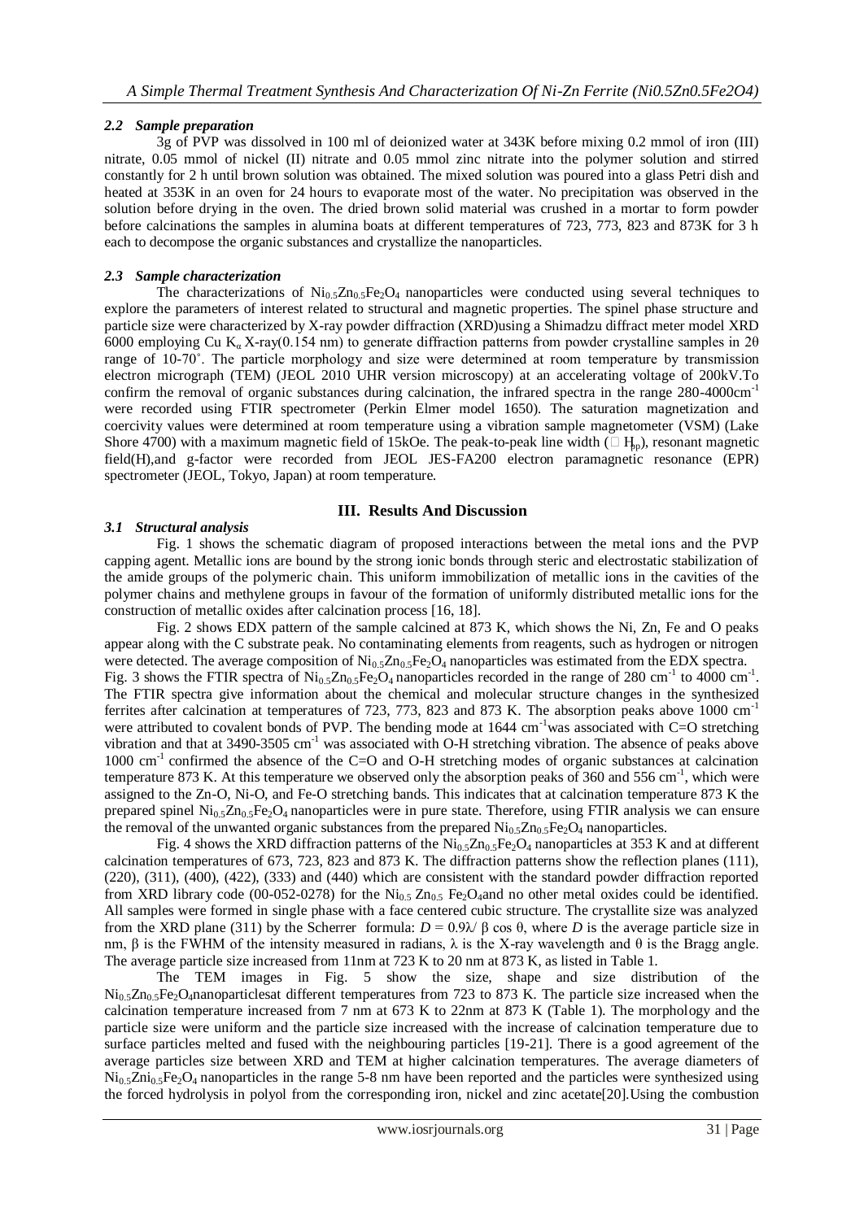### 2.2 Sample preparation

3g of PVP was dissolved in 100 ml of deionized water at 343K before mixing 0.2 mmol of iron (III) nitrate, 0.05 mmol of nickel (II) nitrate and 0.05 mmol zinc nitrate into the polymer solution and stirred constantly for 2 h until brown solution was obtained. The mixed solution was poured into a glass Petri dish and heated at 353K in an oven for 24 hours to evaporate most of the water. No precipitation was observed in the solution before drying in the oven. The dried brown solid material was crushed in a mortar to form powder before calcinations the samples in alumina boats at different temperatures of 723, 773, 823 and 873K for 3 h each to decompose the organic substances and crystallize the nanoparticles.

### 2.3 Sample characterization

The characterizations of $Ni_{0.5}Zn_{0.5}Fe_2O_4$ nanoparticles were conducted using several techniques to explore the parameters of interest related to structural and magnetic properties. The spinel phase structure and particle size were characterized by X-ray powder diffraction (XRD)using a Shimadzu diffract meter model XRD 6000 employing Cu $K_\alpha$ X-ray(0.154 nm) to generate diffraction patterns from powder crystalline samples in 2θ range of 10-70˚. The particle morphology and size were determined at room temperature by transmission electron micrograph (TEM) (JEOL 2010 UHR version microscopy) at an accelerating voltage of 200kV.To confirm the removal of organic substances during calcination, the infrared spectra in the range 280-4000cm$^{-1}$ were recorded using FTIR spectrometer (Perkin Elmer model 1650). The saturation magnetization and coercivity values were determined at room temperature using a vibration sample magnetometer (VSM) (Lake Shore 4700) with a maximum magnetic field of 15kOe. The peak-to-peak line width ($\Delta H_{pp}$), resonant magnetic field(H),and g-factor were recorded from JEOL JES-FA200 electron paramagnetic resonance (EPR) spectrometer (JEOL, Tokyo, Japan) at room temperature.

## III. Results And Discussion

### 3.1 Structural analysis

Fig. 1 shows the schematic diagram of proposed interactions between the metal ions and the PVP capping agent. Metallic ions are bound by the strong ionic bonds through steric and electrostatic stabilization of the amide groups of the polymeric chain. This uniform immobilization of metallic ions in the cavities of the polymer chains and methylene groups in favour of the formation of uniformly distributed metallic ions for the construction of metallic oxides after calcination process [16, 18].

Fig. 2 shows EDX pattern of the sample calcined at 873 K, which shows the Ni, Zn, Fe and O peaks appear along with the C substrate peak. No contaminating elements from reagents, such as hydrogen or nitrogen were detected. The average composition of $Ni_{0.5}Zn_{0.5}Fe_2O_4$ nanoparticles was estimated from the EDX spectra.

Fig. 3 shows the FTIR spectra of $Ni_{0.5}Zn_{0.5}Fe_2O_4$ nanoparticles recorded in the range of 280 cm$^{-1}$ to 4000 cm$^{-1}$. The FTIR spectra give information about the chemical and molecular structure changes in the synthesized ferrites after calcination at temperatures of 723, 773, 823 and 873 K. The absorption peaks above 1000 cm$^{-1}$ were attributed to covalent bonds of PVP. The bending mode at 1644 cm$^{-1}$was associated with C=O stretching vibration and that at 3490-3505 cm$^{-1}$ was associated with O-H stretching vibration. The absence of peaks above 1000 cm$^{-1}$ confirmed the absence of the C=O and O-H stretching modes of organic substances at calcination temperature 873 K. At this temperature we observed only the absorption peaks of 360 and 556 cm$^{-1}$, which were assigned to the Zn-O, Ni-O, and Fe-O stretching bands. This indicates that at calcination temperature 873 K the prepared spinel $Ni_{0.5}Zn_{0.5}Fe_2O_4$ nanoparticles were in pure state. Therefore, using FTIR analysis we can ensure the removal of the unwanted organic substances from the prepared $Ni_{0.5}Zn_{0.5}Fe_2O_4$ nanoparticles.

Fig. 4 shows the XRD diffraction patterns of the $Ni_{0.5}Zn_{0.5}Fe_2O_4$ nanoparticles at 353 K and at different calcination temperatures of 673, 723, 823 and 873 K. The diffraction patterns show the reflection planes (111), (220), (311), (400), (422), (333) and (440) which are consistent with the standard powder diffraction reported from XRD library code (00-052-0278) for the $Ni_{0.5}$ $Zn_{0.5}$ $Fe_2O_4$and no other metal oxides could be identified. All samples were formed in single phase with a face centered cubic structure. The crystallite size was analyzed from the XRD plane (311) by the Scherrer formula: $D = 0.9\lambda/ \beta \cos \theta$, where $D$ is the average particle size in nm, β is the FWHM of the intensity measured in radians, λ is the X-ray wavelength and θ is the Bragg angle. The average particle size increased from 11nm at 723 K to 20 nm at 873 K, as listed in Table 1.

The TEM images in Fig. 5 show the size, shape and size distribution of the $Ni_{0.5}Zn_{0.5}Fe_2O_4$nanoparticlesat different temperatures from 723 to 873 K. The particle size increased when the calcination temperature increased from 7 nm at 673 K to 22nm at 873 K (Table 1). The morphology and the particle size were uniform and the particle size increased with the increase of calcination temperature due to surface particles melted and fused with the neighbouring particles [19-21]. There is a good agreement of the average particles size between XRD and TEM at higher calcination temperatures. The average diameters of $Ni_{0.5}Zni_{0.5}Fe_2O_4$ nanoparticles in the range 5-8 nm have been reported and the particles were synthesized using the forced hydrolysis in polyol from the corresponding iron, nickel and zinc acetate[20].Using the combustion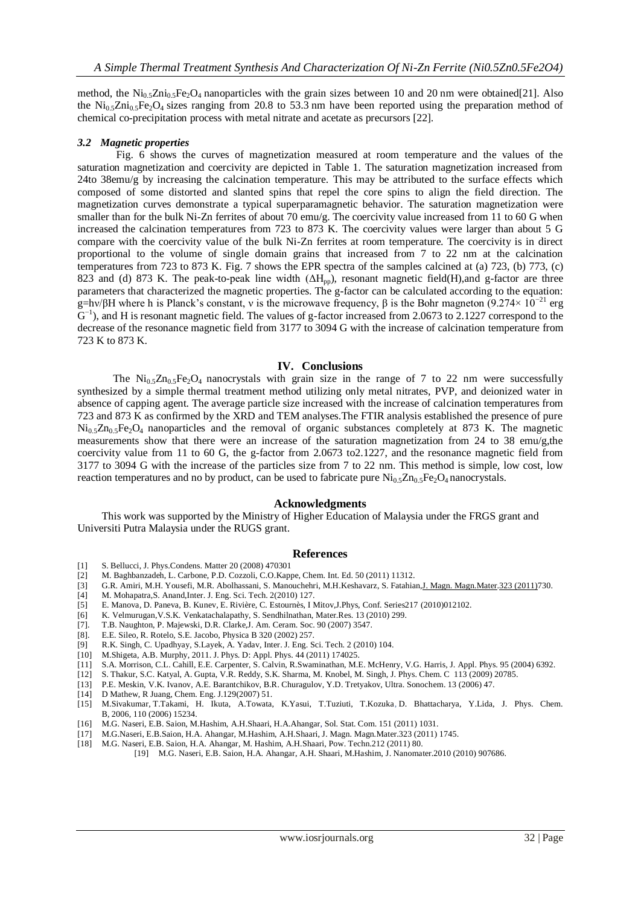method, the $Ni_{0.5}Zni_{0.5}Fe_2O_4$ nanoparticles with the grain sizes between 10 and 20 nm were obtained[21]. Also the $Ni_{0.5}Zni_{0.5}Fe_2O_4$ sizes ranging from 20.8 to 53.3 nm have been reported using the preparation method of chemical co-precipitation process with metal nitrate and acetate as precursors [22].

### *3.2 Magnetic properties*

Fig. 6 shows the curves of magnetization measured at room temperature and the values of the saturation magnetization and coercivity are depicted in Table 1. The saturation magnetization increased from 24to 38emu/g by increasing the calcination temperature. This may be attributed to the surface effects which composed of some distorted and slanted spins that repel the core spins to align the field direction. The magnetization curves demonstrate a typical superparamagnetic behavior. The saturation magnetization were smaller than for the bulk Ni-Zn ferrites of about 70 emu/g. The coercivity value increased from 11 to 60 G when increased the calcination temperatures from 723 to 873 K. The coercivity values were larger than about 5 G compare with the coercivity value of the bulk Ni-Zn ferrites at room temperature. The coercivity is in direct proportional to the volume of single domain grains that increased from 7 to 22 nm at the calcination temperatures from 723 to 873 K. Fig. 7 shows the EPR spectra of the samples calcined at (a) 723, (b) 773, (c) 823 and (d) 873 K. The peak-to-peak line width ($\Delta H_{pp}$), resonant magnetic field(H),and g-factor are three parameters that characterized the magnetic properties. The g-factor can be calculated according to the equation: $g=h\nu/\beta H$ where h is Planck's constant, ν is the microwave frequency, β is the Bohr magneton ($9.274\times 10^{-21}$ erg $G^{-1}$), and H is resonant magnetic field. The values of g-factor increased from 2.0673 to 2.1227 correspond to the decrease of the resonance magnetic field from 3177 to 3094 G with the increase of calcination temperature from 723 K to 873 K.

## IV. Conclusions

The $Ni_{0.5}Zn_{0.5}Fe_2O_4$ nanocrystals with grain size in the range of 7 to 22 nm were successfully synthesized by a simple thermal treatment method utilizing only metal nitrates, PVP, and deionized water in absence of capping agent. The average particle size increased with the increase of calcination temperatures from 723 and 873 K as confirmed by the XRD and TEM analyses.The FTIR analysis established the presence of pure $Ni_{0.5}Zn_{0.5}Fe_2O_4$ nanoparticles and the removal of organic substances completely at 873 K. The magnetic measurements show that there were an increase of the saturation magnetization from 24 to 38 emu/g,the coercivity value from 11 to 60 G, the g-factor from 2.0673 to2.1227, and the resonance magnetic field from 3177 to 3094 G with the increase of the particles size from 7 to 22 nm. This method is simple, low cost, low reaction temperatures and no by product, can be used to fabricate pure $Ni_{0.5}Zn_{0.5}Fe_2O_4$ nanocrystals.

## Acknowledgments

This work was supported by the Ministry of Higher Education of Malaysia under the FRGS grant and Universiti Putra Malaysia under the RUGS grant.

## References

[1] S. Bellucci, J. Phys.Condens. Matter 20 (2008) 470301
[2] M. Baghbanzadeh, L. Carbone, P.D. Cozzoli, C.O.Kappe, Chem. Int. Ed. 50 (2011) 11312.
[3] G.R. Amiri, M.H. Yousefi, M.R. Abolhassani, S. Manouchehri, M.H.Keshavarz, S. Fatahian,J. Magn. Magn.Mater,323 (2011)730.
[4] M. Mohapatra,S. Anand,Inter. J. Eng. Sci. Tech. 2(2010) 127.
[5] E. Manova, D. Paneva, B. Kunev, E. Rivière, C. Estournès, I Mitov,J.Phys, Conf. Series217 (2010)012102.
[6] K. Velmurugan,V.S.K. Venkatachalapathy, S. Sendhilnathan, Mater.Res. 13 (2010) 299.
[7]. T.B. Naughton, P. Majewski, D.R. Clarke,J. Am. Ceram. Soc. 90 (2007) 3547.
[8]. E.E. Sileo, R. Rotelo, S.E. Jacobo, Physica B 327 (2002) 257.
[9] R.K. Singh, C. Upadhyay, S.Layek, A. Yadav, Inter. J. Eng. Sci. Tech. 2 (2010) 104.
[10] M.Shigeta, A.B. Murphy, 2011. J. Phys. D: Appl. Phys. 44 (2011) 174025.
[11] S.A. Morrison, C.L. Cahill, E.E. Carpenter, S. Calvin, R.Swaminathan, M.E. McHenry, V.G. Harris, J. Appl. Phys. 95 (2004) 6392.
[12] S. Thakur, S.C. Katyal, A. Gupta, V.R. Reddy, S.K. Sharma, M. Knobel, M. Singh, J. Phys. Chem. C 113 (2009) 20785.
[13] P.E. Meskin, V.K. Ivanov, A.E. Barantchikov, B.R. Churagulov, Y.D. Tretyakov, Ultra. Sonochem. 13 (2006) 47.
[14] D Mathew, R Juang, Chem. Eng. J.129(2007) 51.
[15] M.Sivakumar, T.Takami, H. Ikuta, A.Towata, K.Yasui, T.Tuziuti, T.Kozuka, D. Bhattacharya, Y.Lida, J. Phys. Chem. B, 2006, 110 (2006) 15234.
[16] M.G. Naseri, E.B. Saion, M.Hashim, A.H.Shaari, H.A.Ahangar, Sol. Stat. Com. 151 (2011) 1031.
[17] M.G.Naseri, E.B.Saion, H.A. Ahangar, M.Hashim, A.H.Shaari, J. Magn. Magn.Mater.323 (2011) 1745.
[18] M.G. Naseri, E.B. Saion, H.A. Ahangar, M. Hashim, A.H.Shaari, Pow. Techn.212 (2011) 80.
[19] M.G. Naseri, E.B. Saion, H.A. Ahangar, A.H. Shaari, M.Hashim, J. Nanomater.2010 (2010) 907686.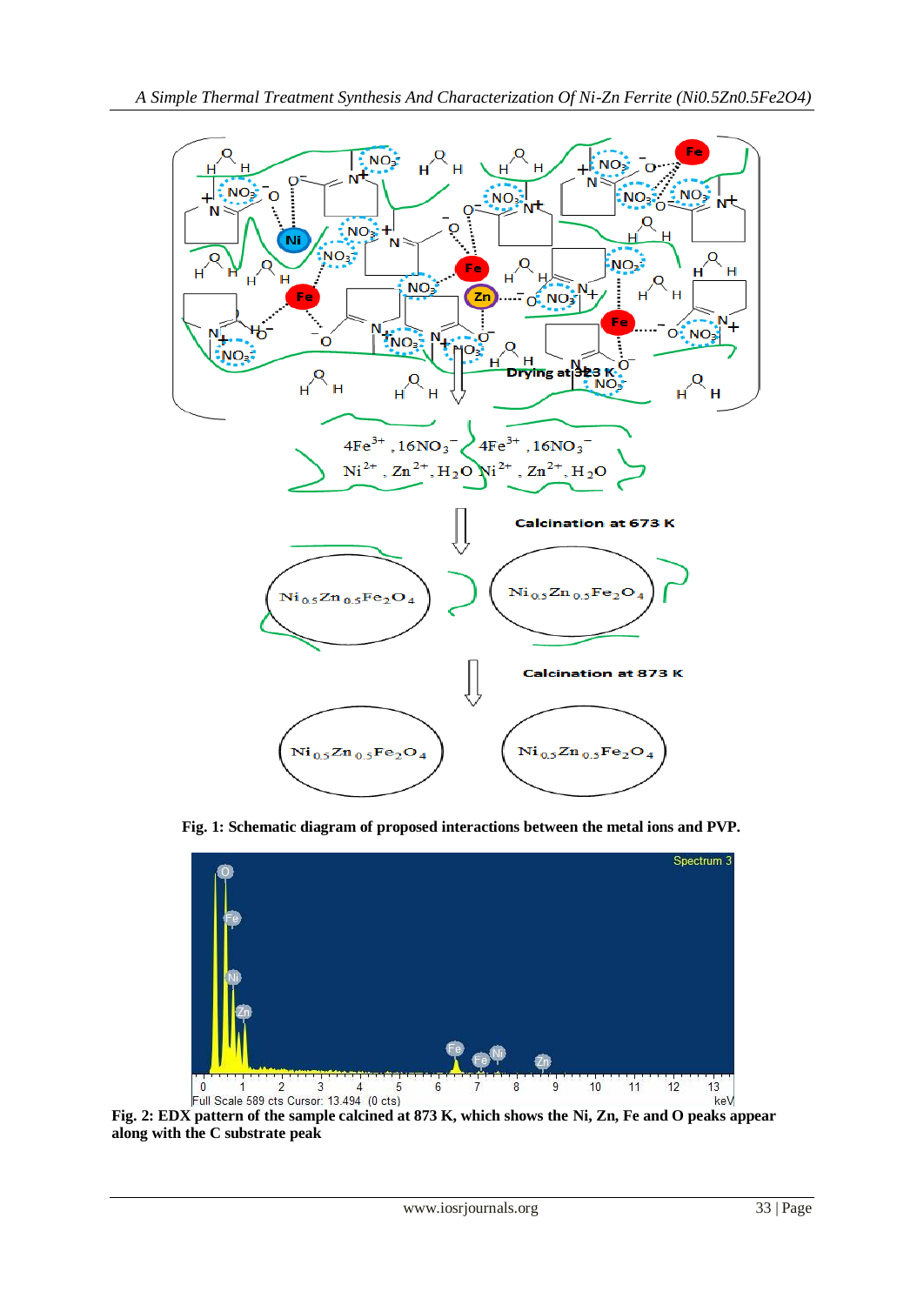**Fig. 1: Schematic diagram of proposed interactions between the metal ions and PVP.**

**Fig. 2: EDX pattern of the sample calcined at 873 K, which shows the Ni, Zn, Fe and O peaks appear along with the C substrate peak**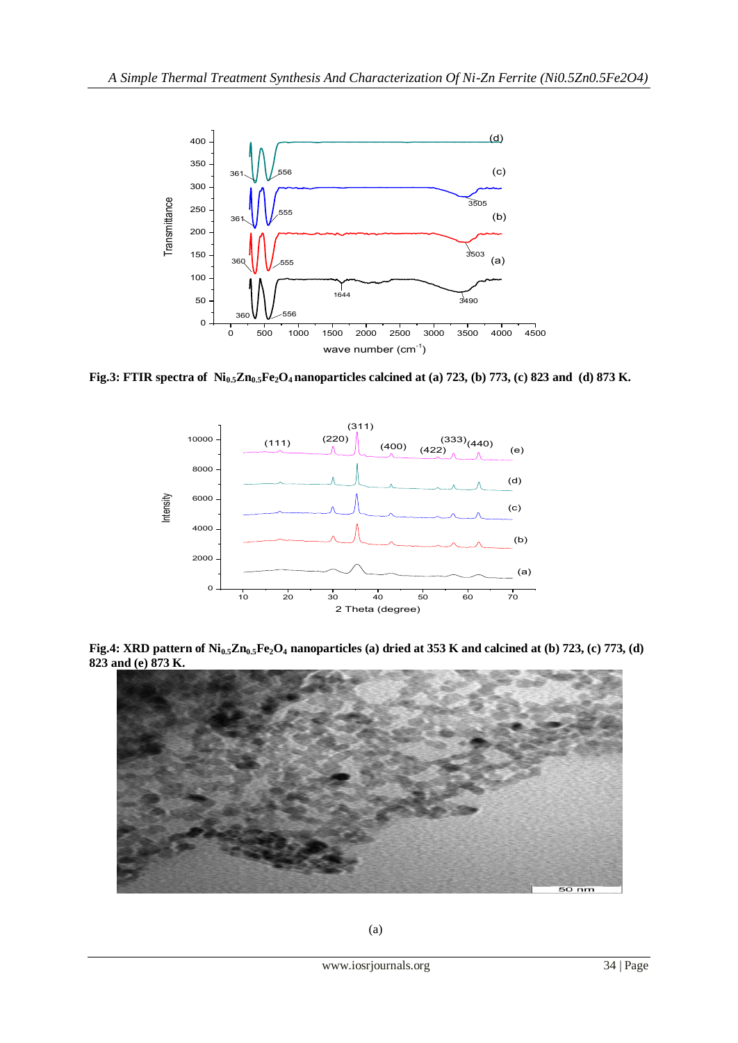Fig.3: FTIR spectra of $Ni_{0.5}Zn_{0.5}Fe_2O_4$ nanoparticles calcined at (a) 723, (b) 773, (c) 823 and (d) 873 K.

Fig.4: XRD pattern of $Ni_{0.5}Zn_{0.5}Fe_2O_4$ nanoparticles (a) dried at 353 K and calcined at (b) 723, (c) 773, (d) 823 and (e) 873 K.

(a)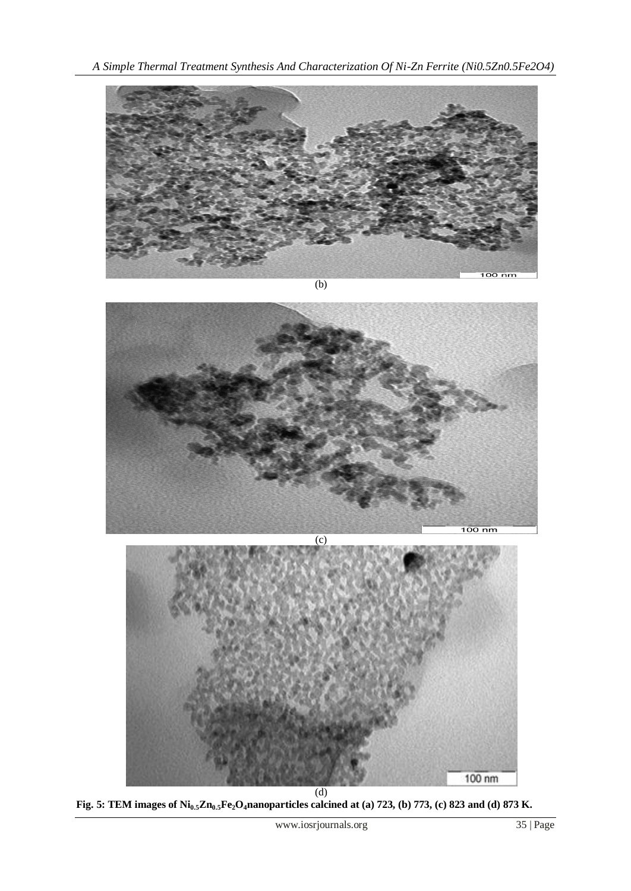(b)

(c)

(d)

**Fig. 5: TEM images of $Ni_{0.5}Zn_{0.5}Fe_2O_4$ nanoparticles calcined at (a) 723, (b) 773, (c) 823 and (d) 873 K.**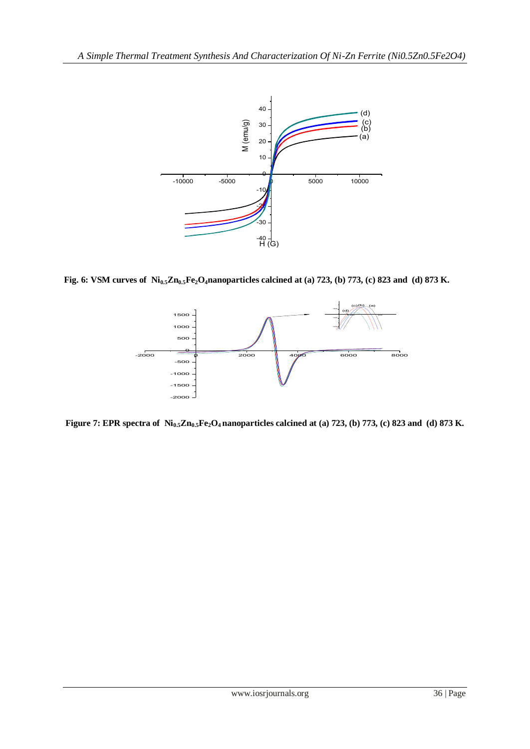40
30
20
10
0
-10
-20
-30
-40
M (emu/g)
H (G)
-10000
-5000
5000
10000
(d)
(c)
(b)
(a)

**Fig. 6: VSM curves of $Ni_{0.5}Zn_{0.5}Fe_2O_4$nanoparticles calcined at (a) 723, (b) 773, (c) 823 and (d) 873 K.**

1500
1000
500
0
-500
-1000
-1500
-2000
-2000
0
2000
4000
6000
8000
(c)(b)
(a)
(d)

**Figure 7: EPR spectra of $Ni_{0.5}Zn_{0.5}Fe_2O_4$ nanoparticles calcined at (a) 723, (b) 773, (c) 823 and (d) 873 K.**